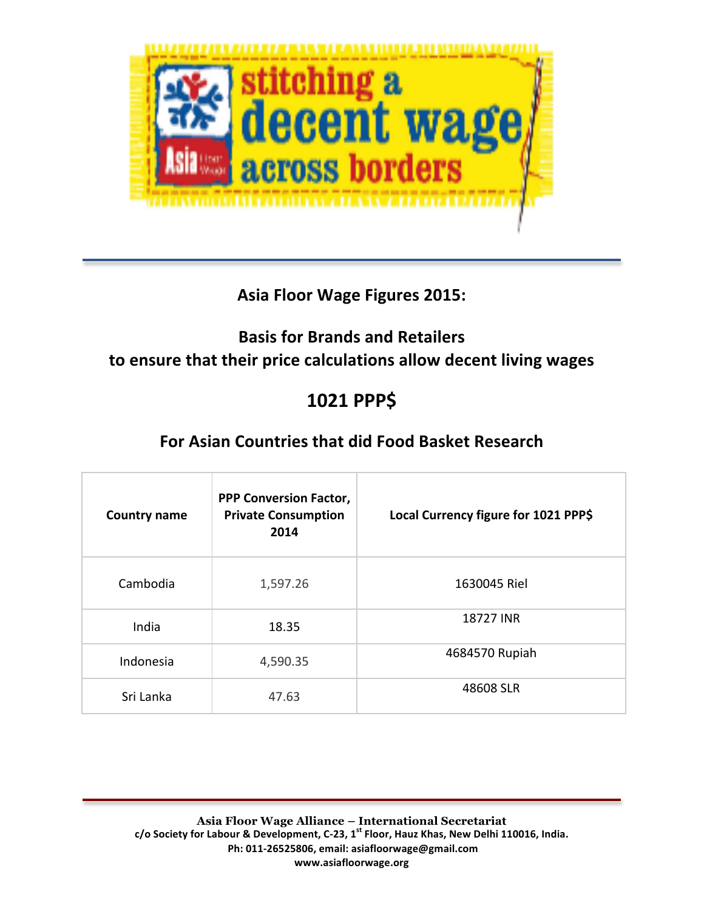# Asia Floor Wage Figures 2015:

## Basis for Brands and Retailers to ensure that their price calculations allow decent living wages

## 1021 PPP$

## For Asian Countries that did Food Basket Research

| Country name | PPP Conversion Factor, Private Consumption 2014 | Local Currency figure for 1021 PPP$ |
|---|---|---|
| Cambodia | 1,597.26 | 1630045 Riel |
| India | 18.35 | 18727 INR |
| Indonesia | 4,590.35 | 4684570 Rupiah |
| Sri Lanka | 47.63 | 48608 SLR |

**Asia Floor Wage Alliance – International Secretariat**
c/o Society for Labour & Development, C-23, 1st Floor, Hauz Khas, New Delhi 110016, India.
Ph: 011-26525806, email: asiafloorwage@gmail.com
www.asiafloorwage.org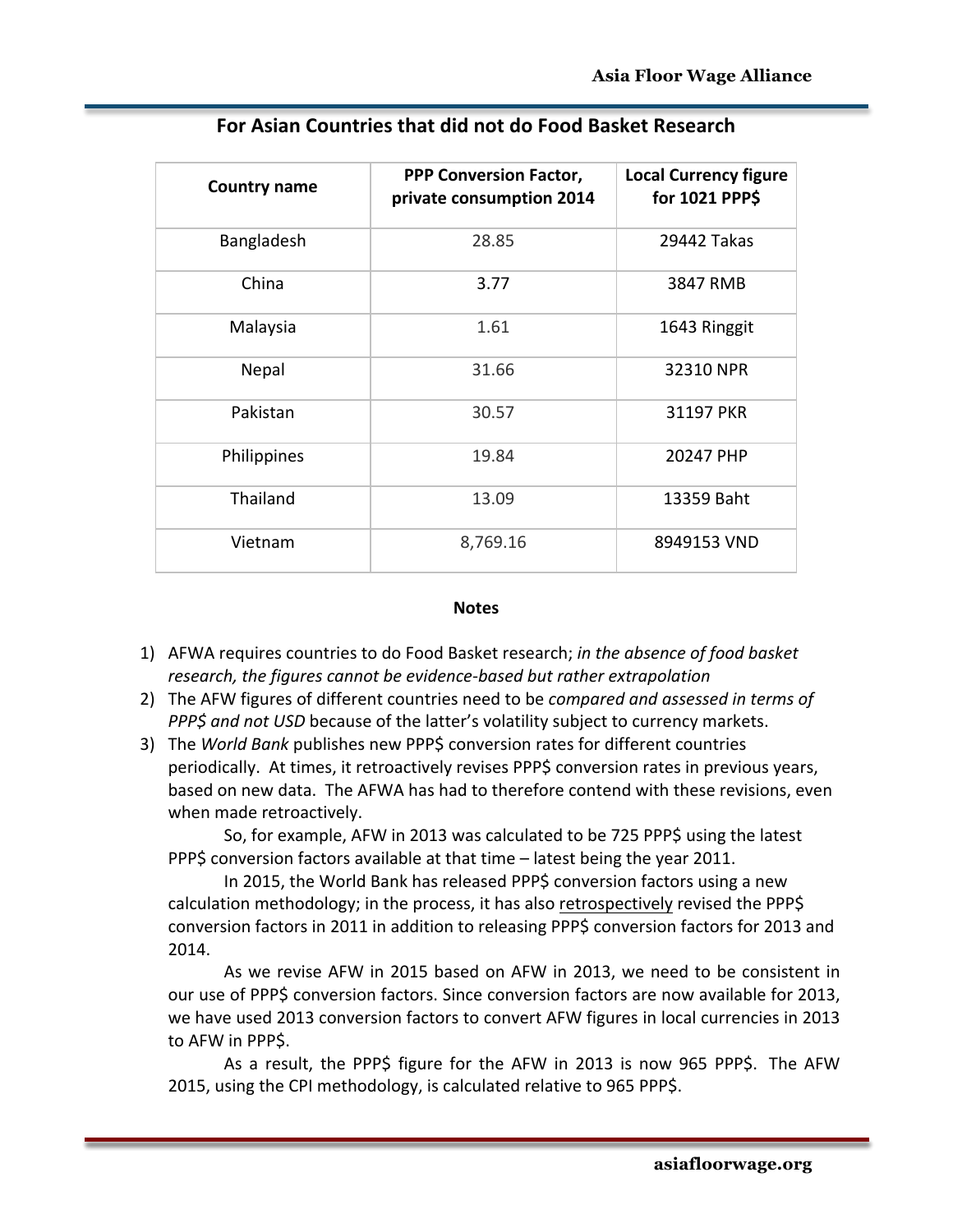## For Asian Countries that did not do Food Basket Research

| Country name | PPP Conversion Factor, private consumption 2014 | Local Currency figure for 1021 PPP$ |
|---|---|---|
| Bangladesh | 28.85 | 29442 Takas |
| China | 3.77 | 3847 RMB |
| Malaysia | 1.61 | 1643 Ringgit |
| Nepal | 31.66 | 32310 NPR |
| Pakistan | 30.57 | 31197 PKR |
| Philippines | 19.84 | 20247 PHP |
| Thailand | 13.09 | 13359 Baht |
| Vietnam | 8,769.16 | 8949153 VND |

**Notes**

1) AFWA requires countries to do Food Basket research; *in the absence of food basket research, the figures cannot be evidence-based but rather extrapolation*
2) The AFW figures of different countries need to be *compared and assessed in terms of PPP$ and not USD* because of the latter's volatility subject to currency markets.
3) The *World Bank* publishes new PPP$ conversion rates for different countries periodically. At times, it retroactively revises PPP$ conversion rates in previous years, based on new data. The AFWA has had to therefore contend with these revisions, even when made retroactively.

   So, for example, AFW in 2013 was calculated to be 725 PPP$ using the latest PPP$ conversion factors available at that time – latest being the year 2011.

   In 2015, the World Bank has released PPP$ conversion factors using a new calculation methodology; in the process, it has also retrospectively revised the PPP$ conversion factors in 2011 in addition to releasing PPP$ conversion factors for 2013 and 2014.

   As we revise AFW in 2015 based on AFW in 2013, we need to be consistent in our use of PPP$ conversion factors. Since conversion factors are now available for 2013, we have used 2013 conversion factors to convert AFW figures in local currencies in 2013 to AFW in PPP$.

   As a result, the PPP$ figure for the AFW in 2013 is now 965 PPP$. The AFW 2015, using the CPI methodology, is calculated relative to 965 PPP$.